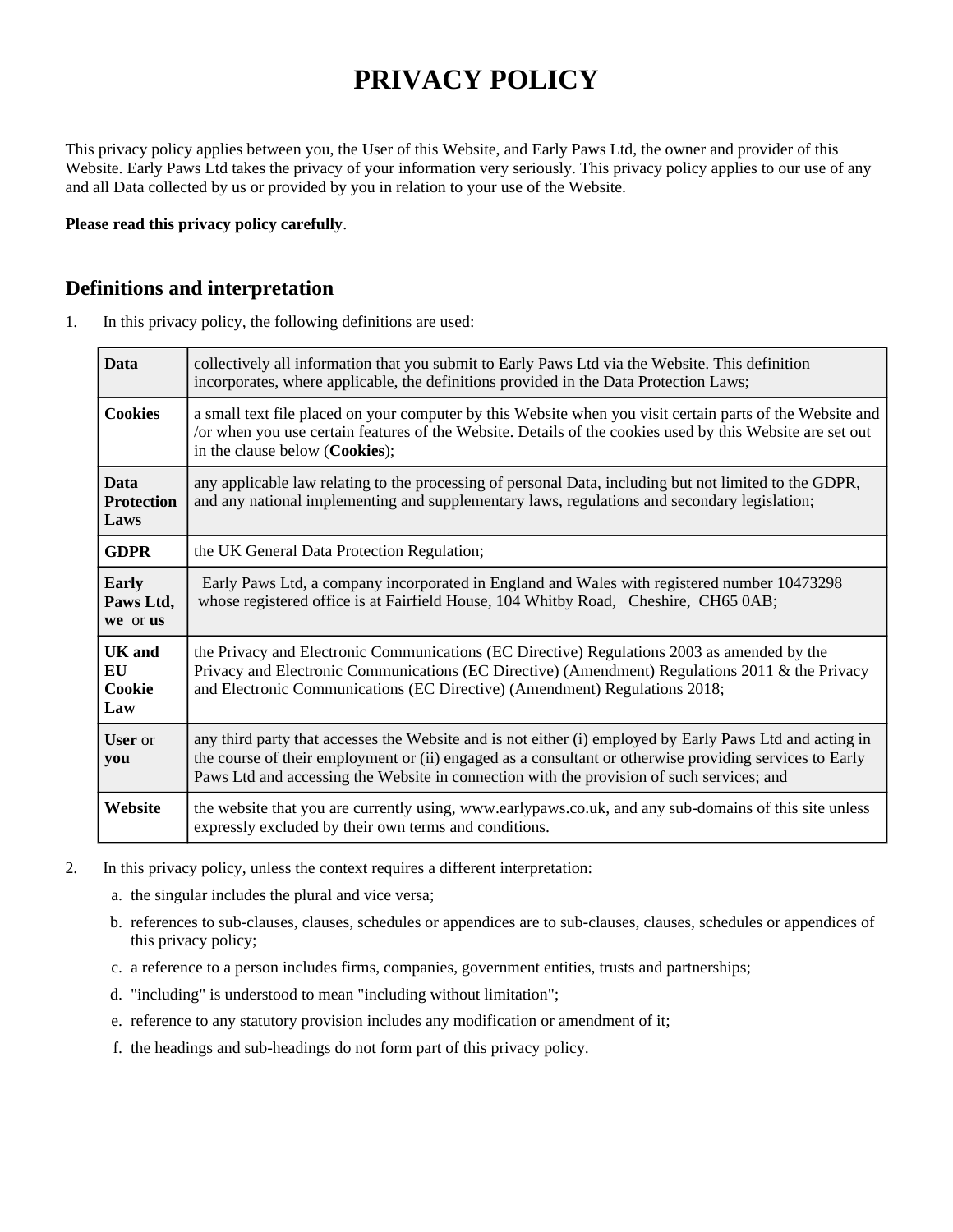# PRIVACY POLICY

This privacy policy applies between you, the User of this Website, and Early Paws Ltd, the owner and provider of this Website. Early Paws Ltd takes the privacy of your information very seriously. This privacy policy applies to our use of any and all Data collected by us or provided by you in relation to your use of the Website.

**Please read this privacy policy carefully**.

## Definitions and interpretation

1. In this privacy policy, the following definitions are used:

| | |
|---|---|
| **Data** | collectively all information that you submit to Early Paws Ltd via the Website. This definition incorporates, where applicable, the definitions provided in the Data Protection Laws; |
| **Cookies** | a small text file placed on your computer by this Website when you visit certain parts of the Website and /or when you use certain features of the Website. Details of the cookies used by this Website are set out in the clause below (**Cookies**); |
| **Data Protection Laws** | any applicable law relating to the processing of personal Data, including but not limited to the GDPR, and any national implementing and supplementary laws, regulations and secondary legislation; |
| **GDPR** | the UK General Data Protection Regulation; |
| **Early Paws Ltd, we** or **us** | Early Paws Ltd, a company incorporated in England and Wales with registered number 10473298 whose registered office is at Fairfield House, 104 Whitby Road, Cheshire, CH65 0AB; |
| **UK and EU Cookie Law** | the Privacy and Electronic Communications (EC Directive) Regulations 2003 as amended by the Privacy and Electronic Communications (EC Directive) (Amendment) Regulations 2011 & the Privacy and Electronic Communications (EC Directive) (Amendment) Regulations 2018; |
| **User** or **you** | any third party that accesses the Website and is not either (i) employed by Early Paws Ltd and acting in the course of their employment or (ii) engaged as a consultant or otherwise providing services to Early Paws Ltd and accessing the Website in connection with the provision of such services; and |
| **Website** | the website that you are currently using, www.earlypaws.co.uk, and any sub-domains of this site unless expressly excluded by their own terms and conditions. |

2. In this privacy policy, unless the context requires a different interpretation:

   a. the singular includes the plural and vice versa;

   b. references to sub-clauses, clauses, schedules or appendices are to sub-clauses, clauses, schedules or appendices of this privacy policy;

   c. a reference to a person includes firms, companies, government entities, trusts and partnerships;

   d. "including" is understood to mean "including without limitation";

   e. reference to any statutory provision includes any modification or amendment of it;

   f. the headings and sub-headings do not form part of this privacy policy.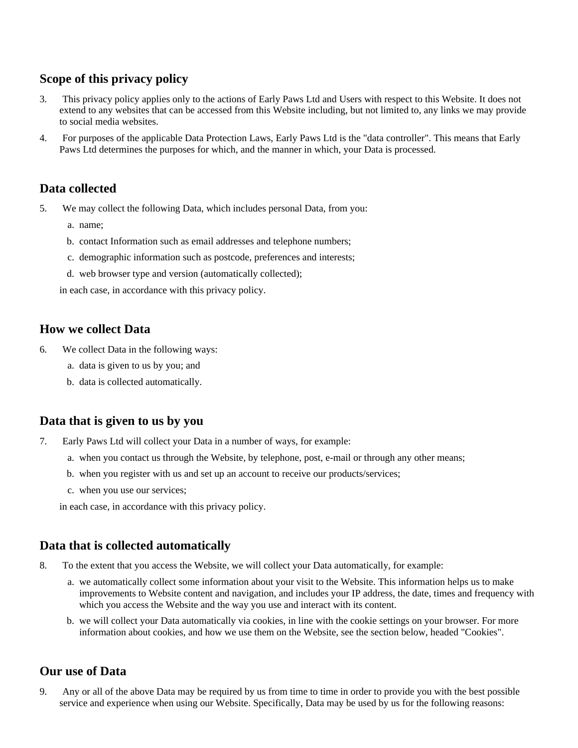## Scope of this privacy policy

3. This privacy policy applies only to the actions of Early Paws Ltd and Users with respect to this Website. It does not extend to any websites that can be accessed from this Website including, but not limited to, any links we may provide to social media websites.
4. For purposes of the applicable Data Protection Laws, Early Paws Ltd is the "data controller". This means that Early Paws Ltd determines the purposes for which, and the manner in which, your Data is processed.

## Data collected

5. We may collect the following Data, which includes personal Data, from you:
    a. name;
    b. contact Information such as email addresses and telephone numbers;
    c. demographic information such as postcode, preferences and interests;
    d. web browser type and version (automatically collected);

    in each case, in accordance with this privacy policy.

## How we collect Data

6. We collect Data in the following ways:
    a. data is given to us by you; and
    b. data is collected automatically.

## Data that is given to us by you

7. Early Paws Ltd will collect your Data in a number of ways, for example:
    a. when you contact us through the Website, by telephone, post, e-mail or through any other means;
    b. when you register with us and set up an account to receive our products/services;
    c. when you use our services;

    in each case, in accordance with this privacy policy.

## Data that is collected automatically

8. To the extent that you access the Website, we will collect your Data automatically, for example:
    a. we automatically collect some information about your visit to the Website. This information helps us to make improvements to Website content and navigation, and includes your IP address, the date, times and frequency with which you access the Website and the way you use and interact with its content.
    b. we will collect your Data automatically via cookies, in line with the cookie settings on your browser. For more information about cookies, and how we use them on the Website, see the section below, headed "Cookies".

## Our use of Data

9. Any or all of the above Data may be required by us from time to time in order to provide you with the best possible service and experience when using our Website. Specifically, Data may be used by us for the following reasons: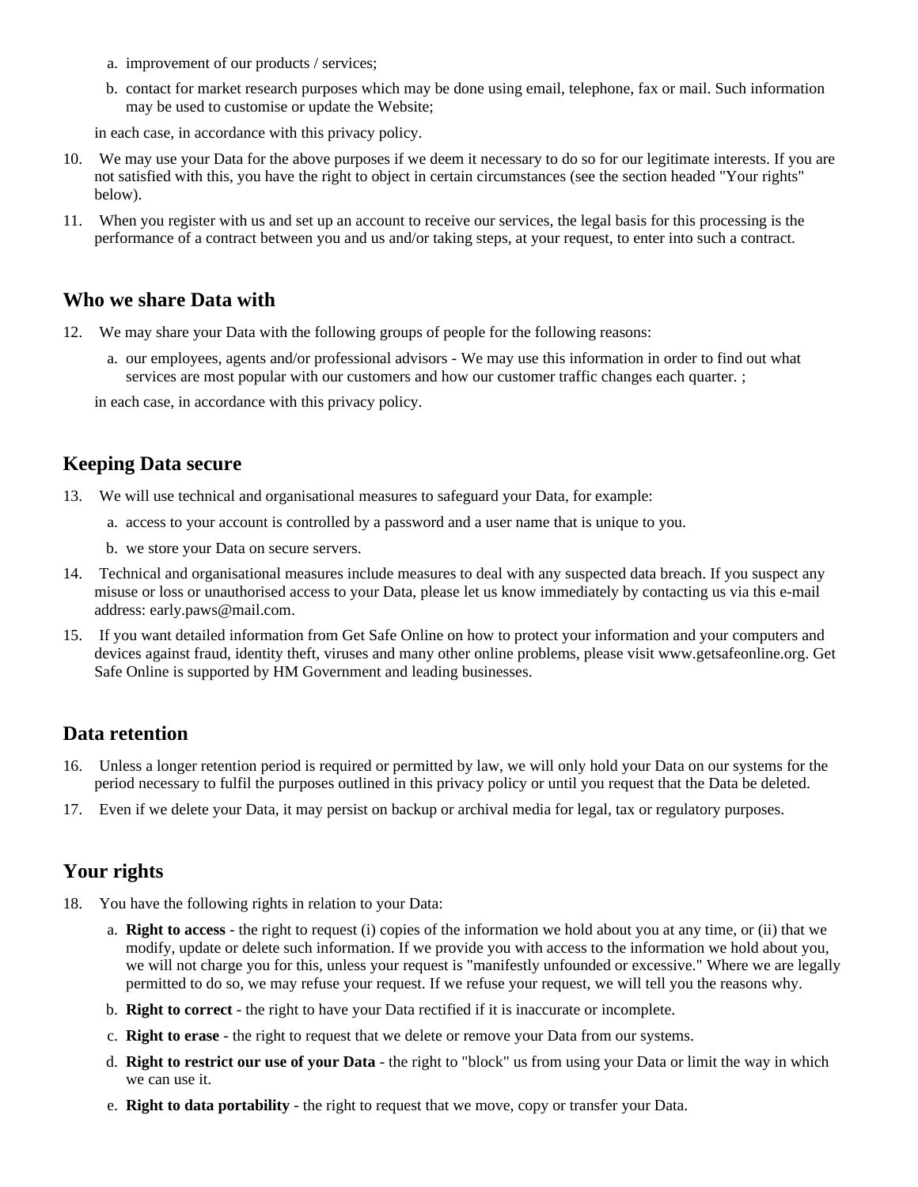a. improvement of our products / services;

b. contact for market research purposes which may be done using email, telephone, fax or mail. Such information may be used to customise or update the Website;

in each case, in accordance with this privacy policy.

10. We may use your Data for the above purposes if we deem it necessary to do so for our legitimate interests. If you are not satisfied with this, you have the right to object in certain circumstances (see the section headed "Your rights" below).

11. When you register with us and set up an account to receive our services, the legal basis for this processing is the performance of a contract between you and us and/or taking steps, at your request, to enter into such a contract.

## Who we share Data with

12. We may share your Data with the following groups of people for the following reasons:

    a. our employees, agents and/or professional advisors - We may use this information in order to find out what services are most popular with our customers and how our customer traffic changes each quarter. ;

    in each case, in accordance with this privacy policy.

## Keeping Data secure

13. We will use technical and organisational measures to safeguard your Data, for example:

    a. access to your account is controlled by a password and a user name that is unique to you.

    b. we store your Data on secure servers.

14. Technical and organisational measures include measures to deal with any suspected data breach. If you suspect any misuse or loss or unauthorised access to your Data, please let us know immediately by contacting us via this e-mail address: early.paws@mail.com.

15. If you want detailed information from Get Safe Online on how to protect your information and your computers and devices against fraud, identity theft, viruses and many other online problems, please visit www.getsafeonline.org. Get Safe Online is supported by HM Government and leading businesses.

## Data retention

16. Unless a longer retention period is required or permitted by law, we will only hold your Data on our systems for the period necessary to fulfil the purposes outlined in this privacy policy or until you request that the Data be deleted.

17. Even if we delete your Data, it may persist on backup or archival media for legal, tax or regulatory purposes.

## Your rights

18. You have the following rights in relation to your Data:

    a. **Right to access** - the right to request (i) copies of the information we hold about you at any time, or (ii) that we modify, update or delete such information. If we provide you with access to the information we hold about you, we will not charge you for this, unless your request is "manifestly unfounded or excessive." Where we are legally permitted to do so, we may refuse your request. If we refuse your request, we will tell you the reasons why.

    b. **Right to correct** - the right to have your Data rectified if it is inaccurate or incomplete.

    c. **Right to erase** - the right to request that we delete or remove your Data from our systems.

    d. **Right to restrict our use of your Data** - the right to "block" us from using your Data or limit the way in which we can use it.

    e. **Right to data portability** - the right to request that we move, copy or transfer your Data.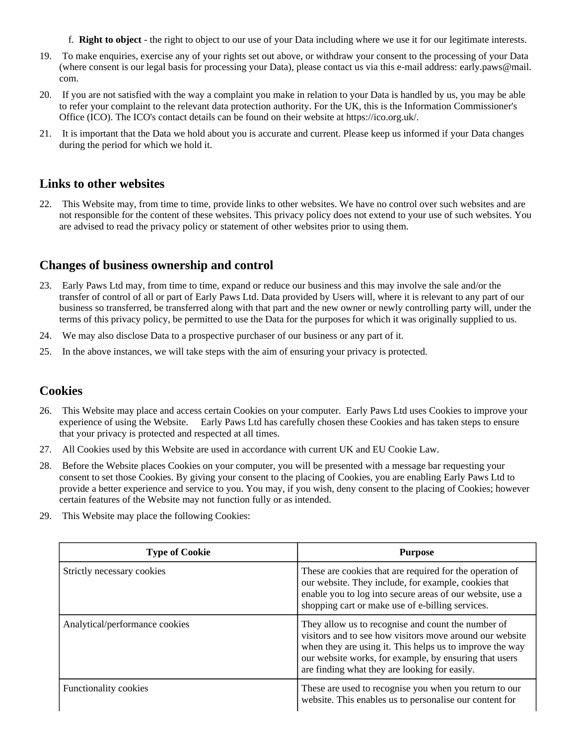f. **Right to object** - the right to object to our use of your Data including where we use it for our legitimate interests.

19. To make enquiries, exercise any of your rights set out above, or withdraw your consent to the processing of your Data (where consent is our legal basis for processing your Data), please contact us via this e-mail address: early.paws@mail.com.

20. If you are not satisfied with the way a complaint you make in relation to your Data is handled by us, you may be able to refer your complaint to the relevant data protection authority. For the UK, this is the Information Commissioner's Office (ICO). The ICO's contact details can be found on their website at https://ico.org.uk/.

21. It is important that the Data we hold about you is accurate and current. Please keep us informed if your Data changes during the period for which we hold it.

## Links to other websites

22. This Website may, from time to time, provide links to other websites. We have no control over such websites and are not responsible for the content of these websites. This privacy policy does not extend to your use of such websites. You are advised to read the privacy policy or statement of other websites prior to using them.

## Changes of business ownership and control

23. Early Paws Ltd may, from time to time, expand or reduce our business and this may involve the sale and/or the transfer of control of all or part of Early Paws Ltd. Data provided by Users will, where it is relevant to any part of our business so transferred, be transferred along with that part and the new owner or newly controlling party will, under the terms of this privacy policy, be permitted to use the Data for the purposes for which it was originally supplied to us.

24. We may also disclose Data to a prospective purchaser of our business or any part of it.

25. In the above instances, we will take steps with the aim of ensuring your privacy is protected.

## Cookies

26. This Website may place and access certain Cookies on your computer. Early Paws Ltd uses Cookies to improve your experience of using the Website. Early Paws Ltd has carefully chosen these Cookies and has taken steps to ensure that your privacy is protected and respected at all times.

27. All Cookies used by this Website are used in accordance with current UK and EU Cookie Law.

28. Before the Website places Cookies on your computer, you will be presented with a message bar requesting your consent to set those Cookies. By giving your consent to the placing of Cookies, you are enabling Early Paws Ltd to provide a better experience and service to you. You may, if you wish, deny consent to the placing of Cookies; however certain features of the Website may not function fully or as intended.

29. This Website may place the following Cookies:

| Type of Cookie | Purpose |
|---|---|
| Strictly necessary cookies | These are cookies that are required for the operation of our website. They include, for example, cookies that enable you to log into secure areas of our website, use a shopping cart or make use of e-billing services. |
| Analytical/performance cookies | They allow us to recognise and count the number of visitors and to see how visitors move around our website when they are using it. This helps us to improve the way our website works, for example, by ensuring that users are finding what they are looking for easily. |
| Functionality cookies | These are used to recognise you when you return to our website. This enables us to personalise our content for |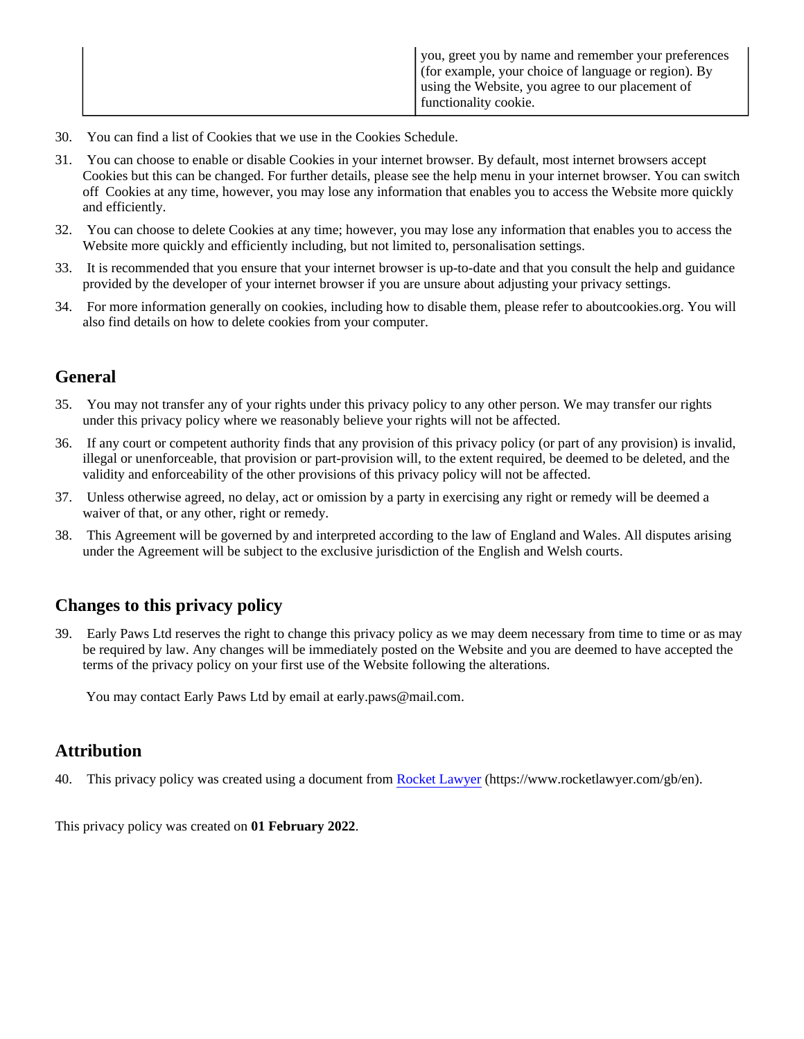| | you, greet you by name and remember your preferences (for example, your choice of language or region). By using the Website, you agree to our placement of functionality cookie. |
|---|---|

30. You can find a list of Cookies that we use in the Cookies Schedule.
31. You can choose to enable or disable Cookies in your internet browser. By default, most internet browsers accept Cookies but this can be changed. For further details, please see the help menu in your internet browser. You can switch off Cookies at any time, however, you may lose any information that enables you to access the Website more quickly and efficiently.
32. You can choose to delete Cookies at any time; however, you may lose any information that enables you to access the Website more quickly and efficiently including, but not limited to, personalisation settings.
33. It is recommended that you ensure that your internet browser is up-to-date and that you consult the help and guidance provided by the developer of your internet browser if you are unsure about adjusting your privacy settings.
34. For more information generally on cookies, including how to disable them, please refer to aboutcookies.org. You will also find details on how to delete cookies from your computer.

## General

35. You may not transfer any of your rights under this privacy policy to any other person. We may transfer our rights under this privacy policy where we reasonably believe your rights will not be affected.
36. If any court or competent authority finds that any provision of this privacy policy (or part of any provision) is invalid, illegal or unenforceable, that provision or part-provision will, to the extent required, be deemed to be deleted, and the validity and enforceability of the other provisions of this privacy policy will not be affected.
37. Unless otherwise agreed, no delay, act or omission by a party in exercising any right or remedy will be deemed a waiver of that, or any other, right or remedy.
38. This Agreement will be governed by and interpreted according to the law of England and Wales. All disputes arising under the Agreement will be subject to the exclusive jurisdiction of the English and Welsh courts.

## Changes to this privacy policy

39. Early Paws Ltd reserves the right to change this privacy policy as we may deem necessary from time to time or as may be required by law. Any changes will be immediately posted on the Website and you are deemed to have accepted the terms of the privacy policy on your first use of the Website following the alterations.

    You may contact Early Paws Ltd by email at early.paws@mail.com.

## Attribution

40. This privacy policy was created using a document from [Rocket Lawyer](https://www.rocketlawyer.com/gb/en) (https://www.rocketlawyer.com/gb/en).

This privacy policy was created on **01 February 2022**.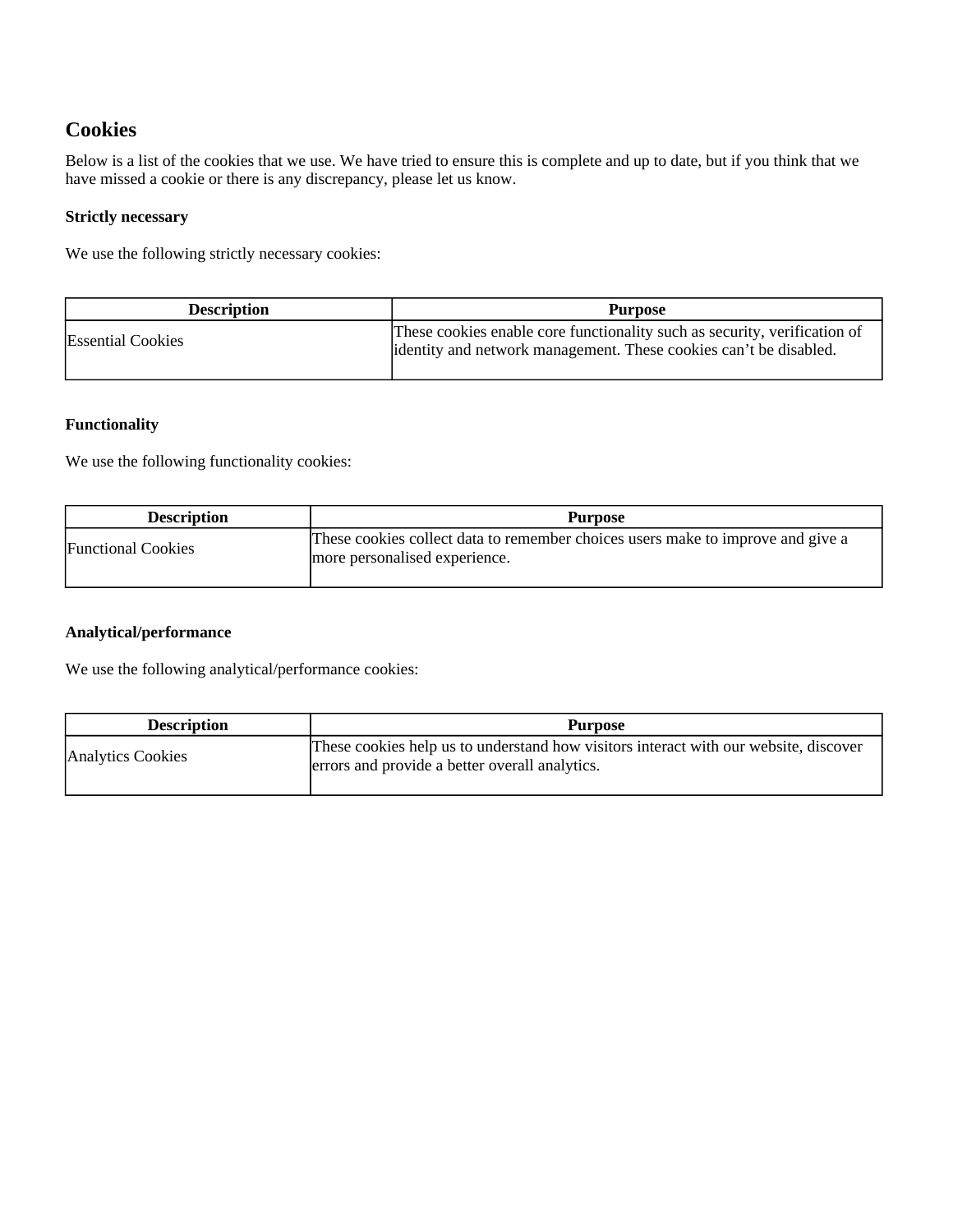## Cookies

Below is a list of the cookies that we use. We have tried to ensure this is complete and up to date, but if you think that we have missed a cookie or there is any discrepancy, please let us know.

**Strictly necessary**

We use the following strictly necessary cookies:

| Description | Purpose |
|---|---|
| Essential Cookies | These cookies enable core functionality such as security, verification of identity and network management. These cookies can't be disabled. |

**Functionality**

We use the following functionality cookies:

| Description | Purpose |
|---|---|
| Functional Cookies | These cookies collect data to remember choices users make to improve and give a more personalised experience. |

**Analytical/performance**

We use the following analytical/performance cookies:

| Description | Purpose |
|---|---|
| Analytics Cookies | These cookies help us to understand how visitors interact with our website, discover errors and provide a better overall analytics. |